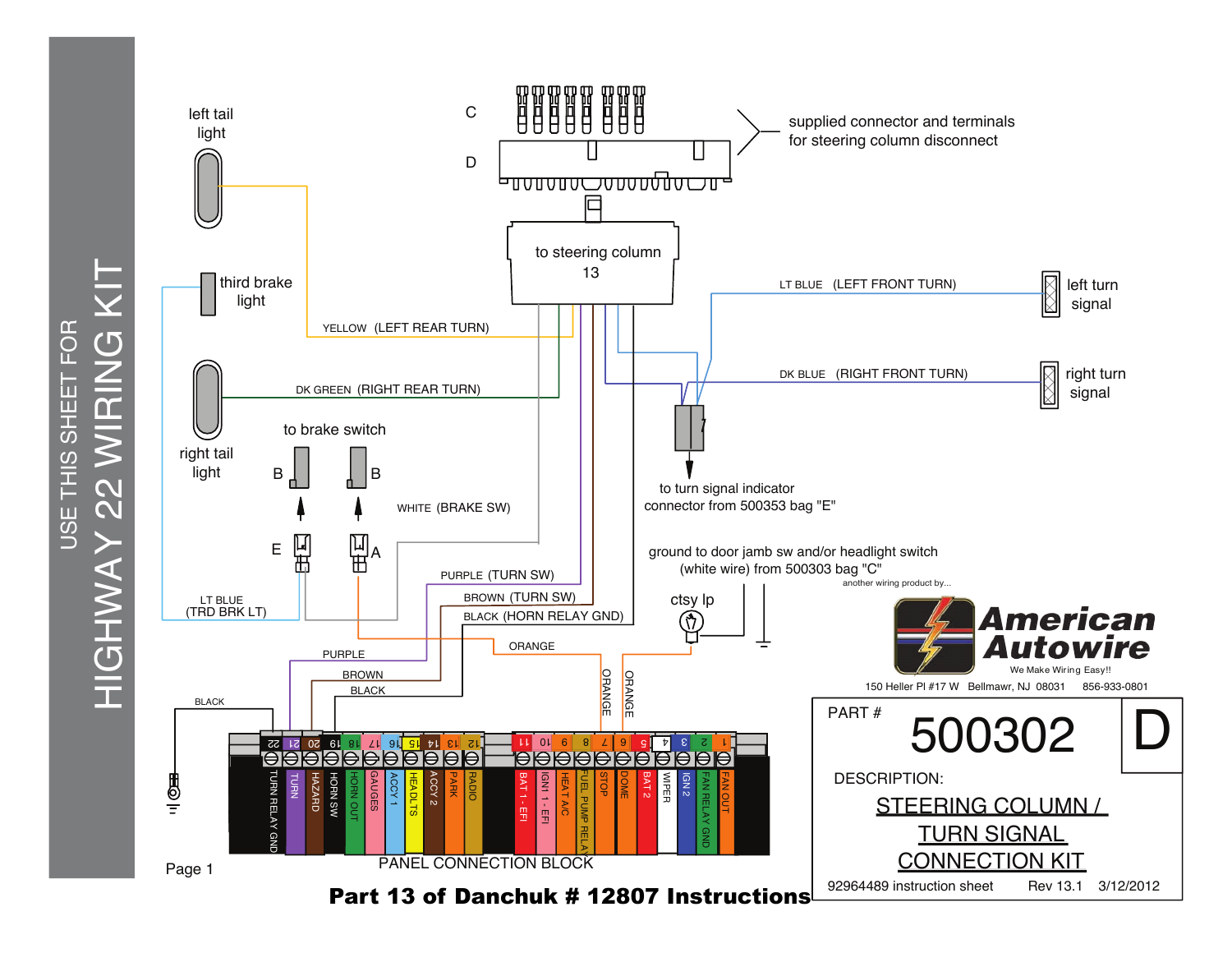# USE THIS SHEET FOR HIGHWAY 22 WIRING KIT

left tail light

third brake light

right tail light

to brake switch

B B

E A

C

D

supplied connector and terminals for steering column disconnect

to steering column 13

YELLOW (LEFT REAR TURN)

DK GREEN (RIGHT REAR TURN)

WHITE (BRAKE SW)

LT BLUE (TRD BRK LT)

PURPLE (TURN SW)

BROWN (TURN SW)

BLACK (HORN RELAY GND)

LT BLUE (LEFT FRONT TURN)

left turn signal

DK BLUE (RIGHT FRONT TURN)

right turn signal

to turn signal indicator connector from 500353 bag "E"

ground to door jamb sw and/or headlight switch (white wire) from 500303 bag "C"

ctsy lp

ORANGE

ORANGE

ORANGE

PURPLE

BROWN

BLACK

BLACK

| 22 | 21 | 20 | 19 | 18 | 17 | 16 | 15 | 14 | 13 | 12 | 11 | 10 | 9 | 8 | 7 | 6 | 5 | 4 | 3 | 2 | 1 |
|---|---|---|---|---|---|---|---|---|---|---|---|---|---|---|---|---|---|---|---|---|---|
| TURN RELAY GND | TURN | HAZARD | HORN SW | HORN OUT | GAUGES | ACCY 1 | HEADLTS | ACCY 2 | PARK | RADIO | BAT 1 - EFI | IGN1 1 - EFI | HEAT A/C | FUEL PUMP RELAY | STOP | DOME | BAT 2 | WIPER | IGN 2 | FAN RELAY GND | FAN OUT |

PANEL CONNECTION BLOCK

another wiring product by...

**American Autowire**

We Make Wiring Easy!!

150 Heller Pl #17 W Bellmawr, NJ 08031 856-933-0801

PART # **500302** **D**

DESCRIPTION:

STEERING COLUMN / TURN SIGNAL CONNECTION KIT

92964489 instruction sheet Rev 13.1 3/12/2012

**Part 13 of Danchuk # 12807 Instructions**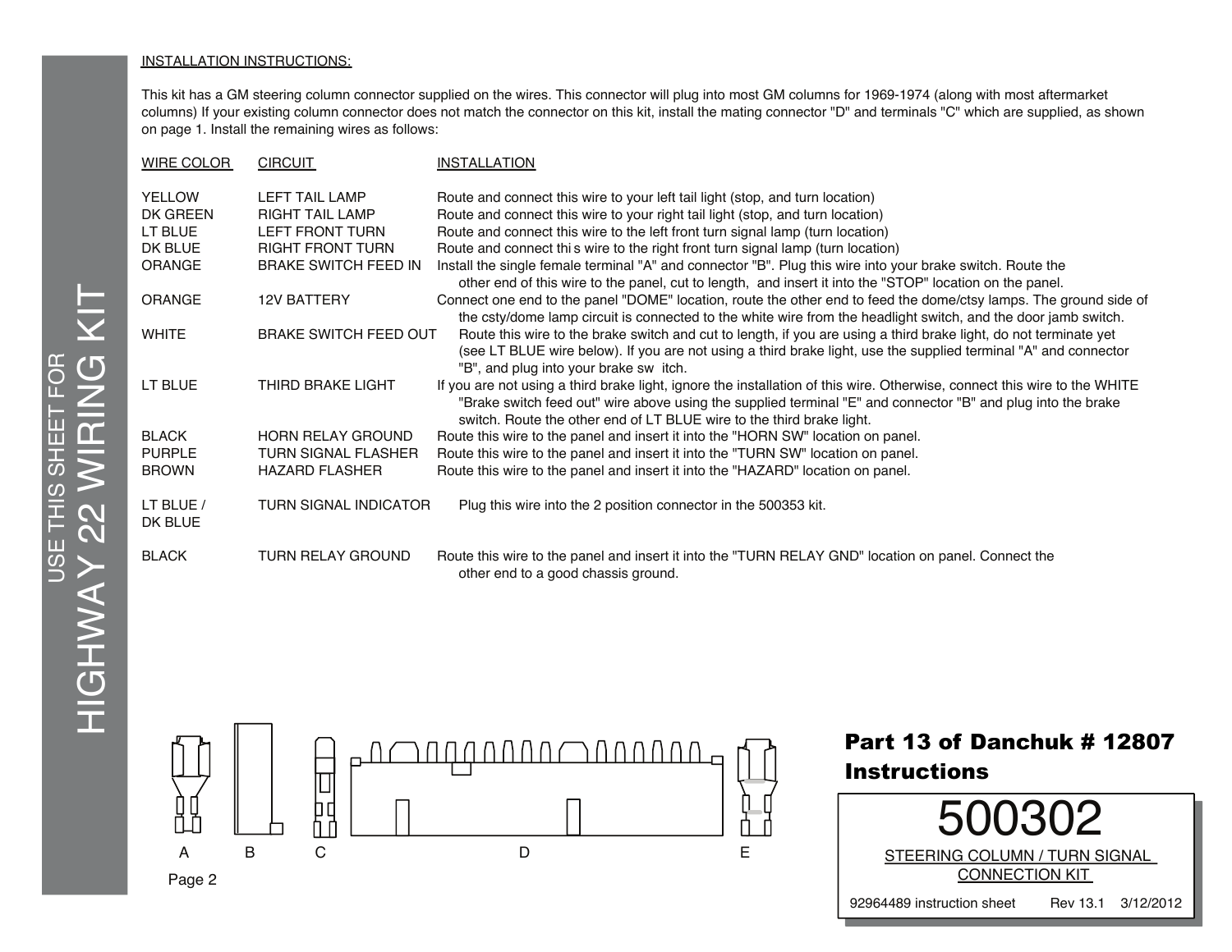INSTALLATION INSTRUCTIONS:

This kit has a GM steering column connector supplied on the wires. This connector will plug into most GM columns for 1969-1974 (along with most aftermarket columns) If your existing column connector does not match the connector on this kit, install the mating connector "D" and terminals "C" which are supplied, as shown on page 1. Install the remaining wires as follows:

| WIRE COLOR | CIRCUIT | INSTALLATION |
|---|---|---|
| YELLOW | LEFT TAIL LAMP | Route and connect this wire to your left tail light (stop, and turn location) |
| DK GREEN | RIGHT TAIL LAMP | Route and connect this wire to your right tail light (stop, and turn location) |
| LT BLUE | LEFT FRONT TURN | Route and connect this wire to the left front turn signal lamp (turn location) |
| DK BLUE | RIGHT FRONT TURN | Route and connect thi s wire to the right front turn signal lamp (turn location) |
| ORANGE | BRAKE SWITCH FEED IN | Install the single female terminal "A" and connector "B". Plug this wire into your brake switch. Route the other end of this wire to the panel, cut to length, and insert it into the "STOP" location on the panel. |
| ORANGE | 12V BATTERY | Connect one end to the panel "DOME" location, route the other end to feed the dome/ctsy lamps. The ground side of the csty/dome lamp circuit is connected to the white wire from the headlight switch, and the door jamb switch. |
| WHITE | BRAKE SWITCH FEED OUT | Route this wire to the brake switch and cut to length, if you are using a third brake light, do not terminate yet (see LT BLUE wire below). If you are not using a third brake light, use the supplied terminal "A" and connector "B", and plug into your brake sw itch. |
| LT BLUE | THIRD BRAKE LIGHT | If you are not using a third brake light, ignore the installation of this wire. Otherwise, connect this wire to the WHITE "Brake switch feed out" wire above using the supplied terminal "E" and connector "B" and plug into the brake switch. Route the other end of LT BLUE wire to the third brake light. |
| BLACK | HORN RELAY GROUND | Route this wire to the panel and insert it into the "HORN SW" location on panel. |
| PURPLE | TURN SIGNAL FLASHER | Route this wire to the panel and insert it into the "TURN SW" location on panel. |
| BROWN | HAZARD FLASHER | Route this wire to the panel and insert it into the "HAZARD" location on panel. |
| LT BLUE / DK BLUE | TURN SIGNAL INDICATOR | Plug this wire into the 2 position connector in the 500353 kit. |
| BLACK | TURN RELAY GROUND | Route this wire to the panel and insert it into the "TURN RELAY GND" location on panel. Connect the other end to a good chassis ground. |

A B C D E

USE THIS SHEET FOR HIGHWAY 22 WIRING KIT

**Part 13 of Danchuk # 12807 Instructions**

# 500302

STEERING COLUMN / TURN SIGNAL CONNECTION KIT

92964489 instruction sheet Rev 13.1 3/12/2012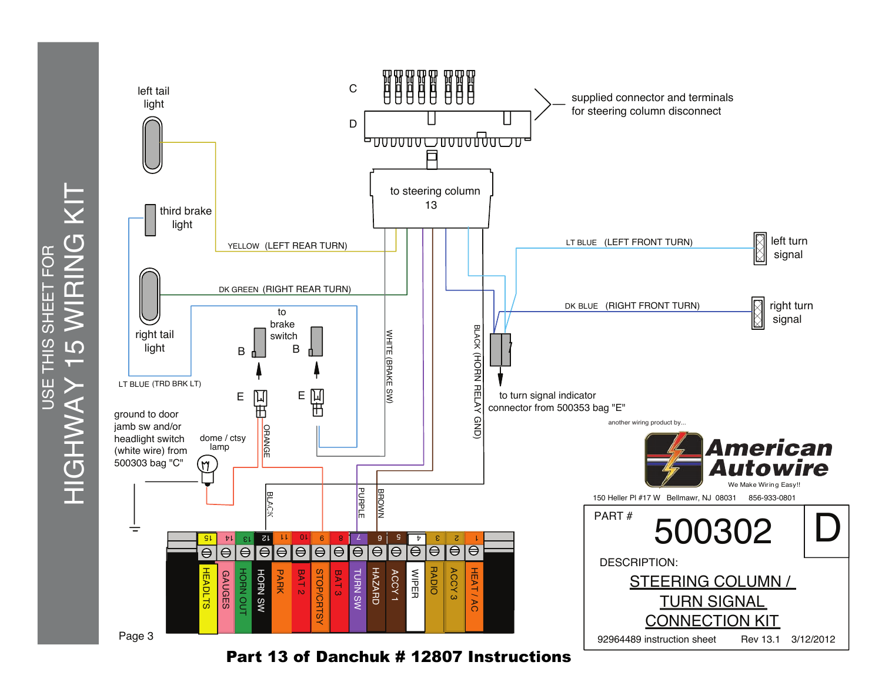# USE THIS SHEET FOR HIGHWAY 15 WIRING KIT

supplied connector and terminals for steering column disconnect

C

D

to steering column 13

left tail light

third brake light

right tail light

YELLOW (LEFT REAR TURN)

DK GREEN (RIGHT REAR TURN)

LT BLUE (TRD BRK LT)

to brake switch

B B

E E

WHITE (BRAKE SW)

BLACK (HORN RELAY GND)

LT BLUE (LEFT FRONT TURN)

left turn signal

DK BLUE (RIGHT FRONT TURN)

right turn signal

to turn signal indicator connector from 500353 bag "E"

ground to door jamb sw and/or headlight switch (white wire) from 500303 bag "C"

dome / ctsy lamp

ORANGE

BLACK

PURPLE

BROWN

| 15 | 14 | 13 | 12 | 11 | 10 | 9 | 8 | 7 | 6 | 5 | 4 | 3 | 2 | 1 |
|---|---|---|---|---|---|---|---|---|---|---|---|---|---|---|
| HEADLTS | GAUGES | HORN OUT | HORN SW | PARK | BAT 2 | STOP/CRTSY | BAT 3 | TURN SW | HAZARD | ACCY 1 | WIPER | RADIO | ACCY 3 | HEAT / AC |

another wiring product by...

**American Autowire**

We Make Wiring Easy!!

150 Heller Pl #17 W Bellmawr, NJ 08031 856-933-0801

PART # **500302** **D**

DESCRIPTION:

STEERING COLUMN / TURN SIGNAL CONNECTION KIT

92964489 instruction sheet Rev 13.1 3/12/2012

**Part 13 of Danchuk # 12807 Instructions**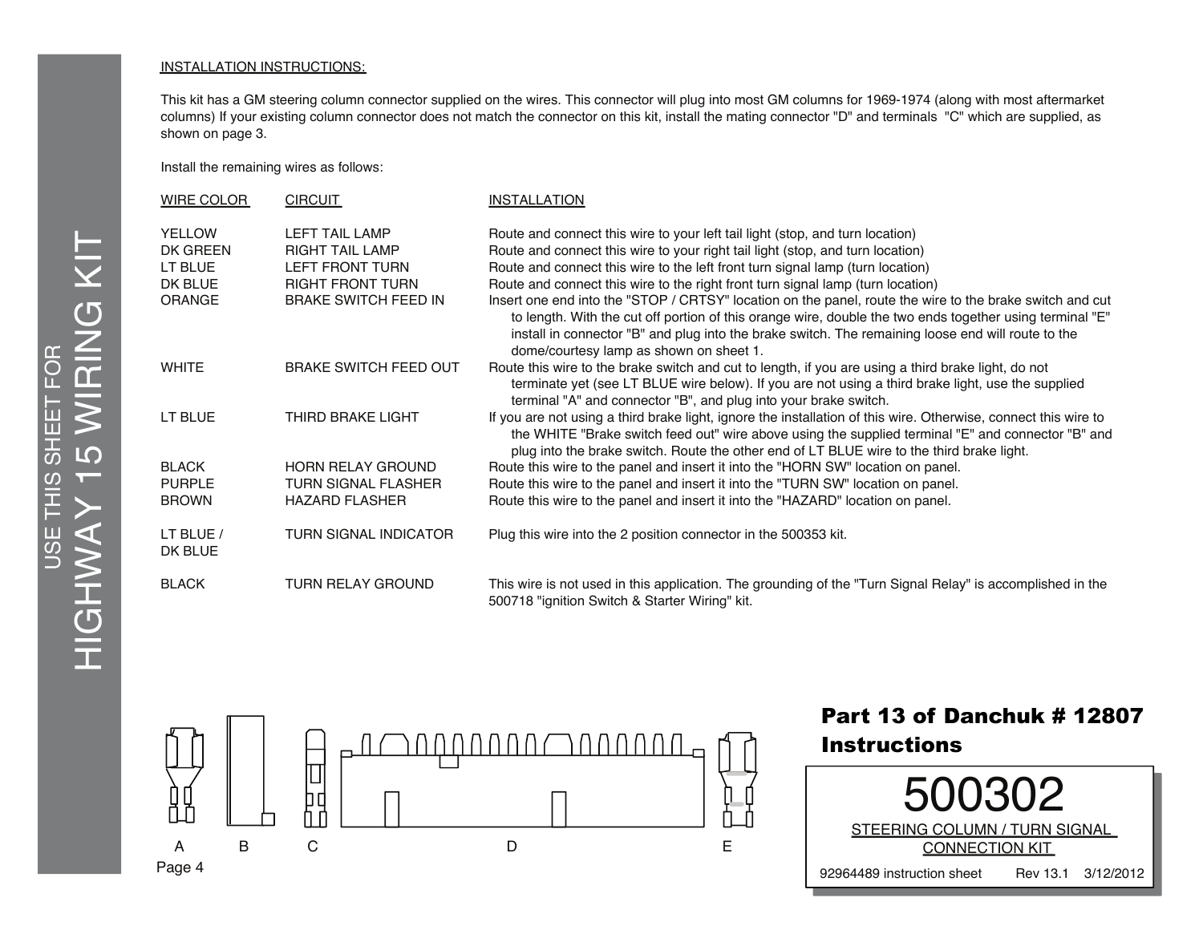# USE THIS SHEET FOR HIGHWAY 15 WIRING KIT

INSTALLATION INSTRUCTIONS:

This kit has a GM steering column connector supplied on the wires. This connector will plug into most GM columns for 1969-1974 (along with most aftermarket columns) If your existing column connector does not match the connector on this kit, install the mating connector "D" and terminals "C" which are supplied, as shown on page 3.

Install the remaining wires as follows:

| WIRE COLOR | CIRCUIT | INSTALLATION |
|---|---|---|
| YELLOW | LEFT TAIL LAMP | Route and connect this wire to your left tail light (stop, and turn location) |
| DK GREEN | RIGHT TAIL LAMP | Route and connect this wire to your right tail light (stop, and turn location) |
| LT BLUE | LEFT FRONT TURN | Route and connect this wire to the left front turn signal lamp (turn location) |
| DK BLUE | RIGHT FRONT TURN | Route and connect this wire to the right front turn signal lamp (turn location) |
| ORANGE | BRAKE SWITCH FEED IN | Insert one end into the "STOP / CRTSY" location on the panel, route the wire to the brake switch and cut to length. With the cut off portion of this orange wire, double the two ends together using terminal "E" install in connector "B" and plug into the brake switch. The remaining loose end will route to the dome/courtesy lamp as shown on sheet 1. |
| WHITE | BRAKE SWITCH FEED OUT | Route this wire to the brake switch and cut to length, if you are using a third brake light, do not terminate yet (see LT BLUE wire below). If you are not using a third brake light, use the supplied terminal "A" and connector "B", and plug into your brake switch. |
| LT BLUE | THIRD BRAKE LIGHT | If you are not using a third brake light, ignore the installation of this wire. Otherwise, connect this wire to the WHITE "Brake switch feed out" wire above using the supplied terminal "E" and connector "B" and plug into the brake switch. Route the other end of LT BLUE wire to the third brake light. |
| BLACK | HORN RELAY GROUND | Route this wire to the panel and insert it into the "HORN SW" location on panel. |
| PURPLE | TURN SIGNAL FLASHER | Route this wire to the panel and insert it into the "TURN SW" location on panel. |
| BROWN | HAZARD FLASHER | Route this wire to the panel and insert it into the "HAZARD" location on panel. |
| LT BLUE / DK BLUE | TURN SIGNAL INDICATOR | Plug this wire into the 2 position connector in the 500353 kit. |
| BLACK | TURN RELAY GROUND | This wire is not used in this application. The grounding of the "Turn Signal Relay" is accomplished in the 500718 "ignition Switch & Starter Wiring" kit. |

A B C D E

**Part 13 of Danchuk # 12807 Instructions**

500302

STEERING COLUMN / TURN SIGNAL CONNECTION KIT

92964489 instruction sheet Rev 13.1 3/12/2012